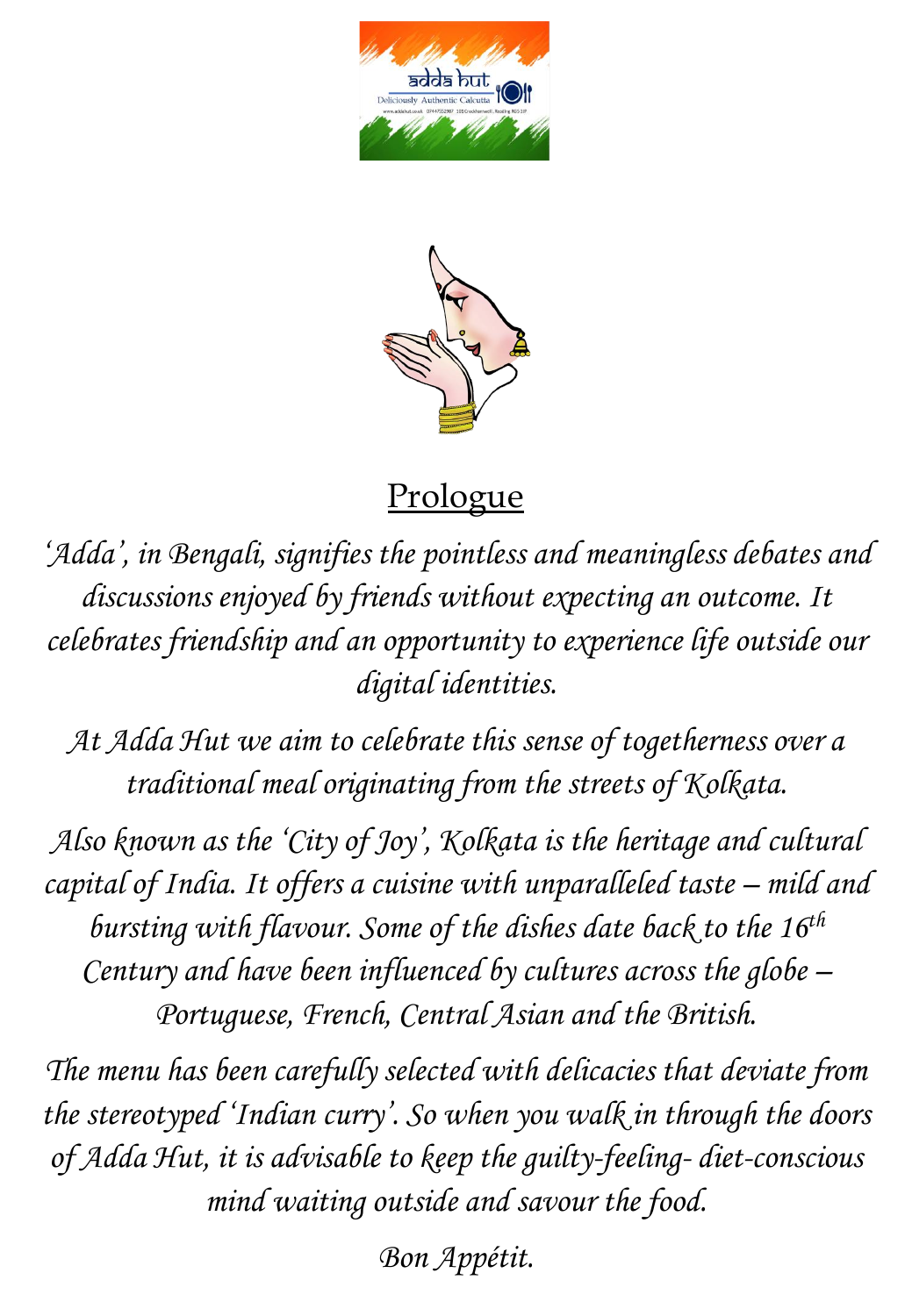## Prologue

*'Adda', in Bengali, signifies the pointless and meaningless debates and discussions enjoyed by friends without expecting an outcome. It celebrates friendship and an opportunity to experience life outside our digital identities.*

*At Adda Hut we aim to celebrate this sense of togetherness over a traditional meal originating from the streets of Kolkata.*

*Also known as the 'City of Joy', Kolkata is the heritage and cultural capital of India. It offers a cuisine with unparalleled taste – mild and bursting with flavour. Some of the dishes date back to the 16th Century and have been influenced by cultures across the globe – Portuguese, French, Central Asian and the British.*

*The menu has been carefully selected with delicacies that deviate from the stereotyped 'Indian curry'. So when you walk in through the doors of Adda Hut, it is advisable to keep the guilty-feeling- diet-conscious mind waiting outside and savour the food.*

*Bon Appétit.*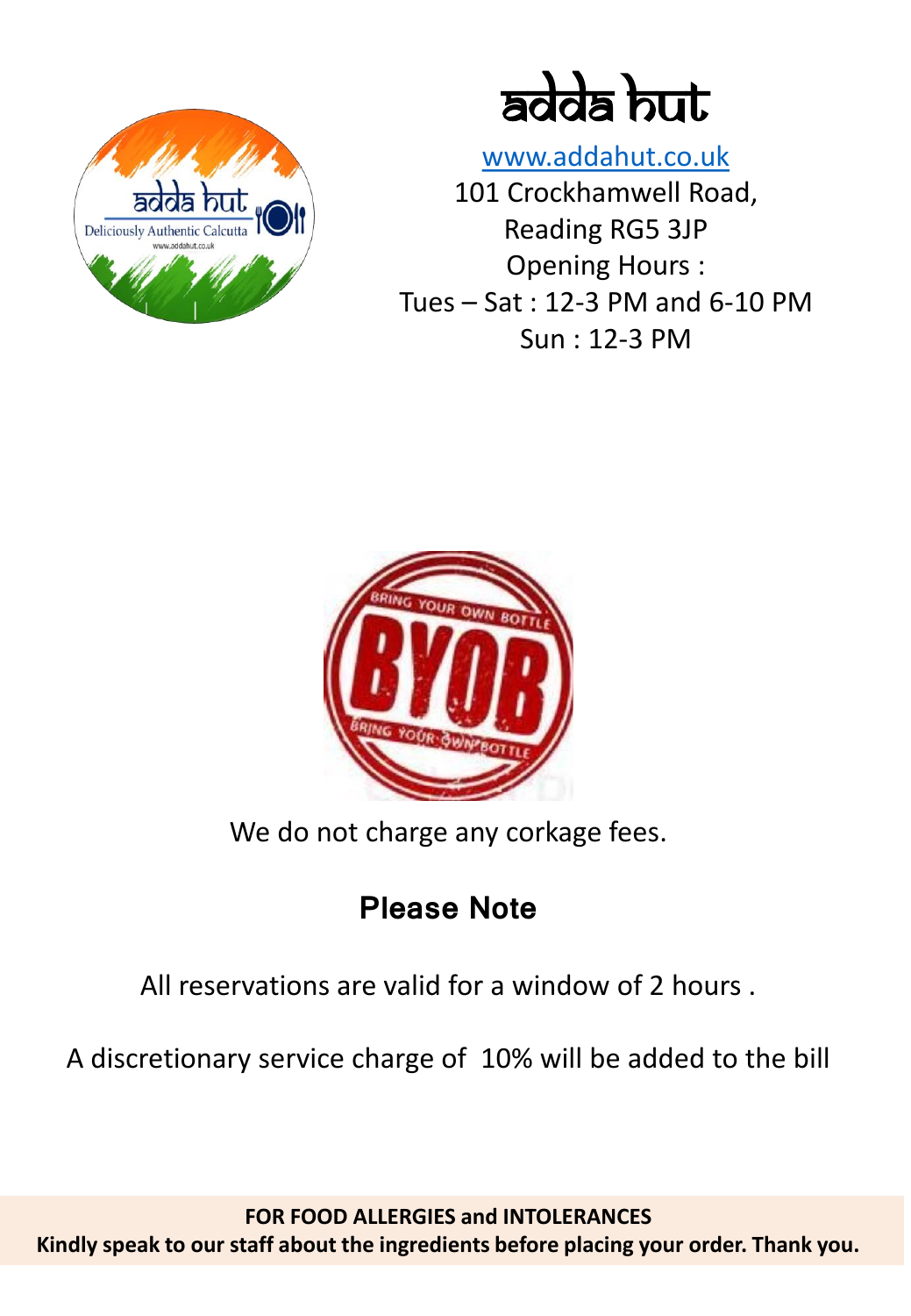# adda hut

www.addahut.co.uk

101 Crockhamwell Road,
Reading RG5 3JP
Opening Hours :
Tues – Sat : 12-3 PM and 6-10 PM
Sun : 12-3 PM

We do not charge any corkage fees.

## Please Note

All reservations are valid for a window of 2 hours .

A discretionary service charge of 10% will be added to the bill

**FOR FOOD ALLERGIES and INTOLERANCES**
**Kindly speak to our staff about the ingredients before placing your order. Thank you.**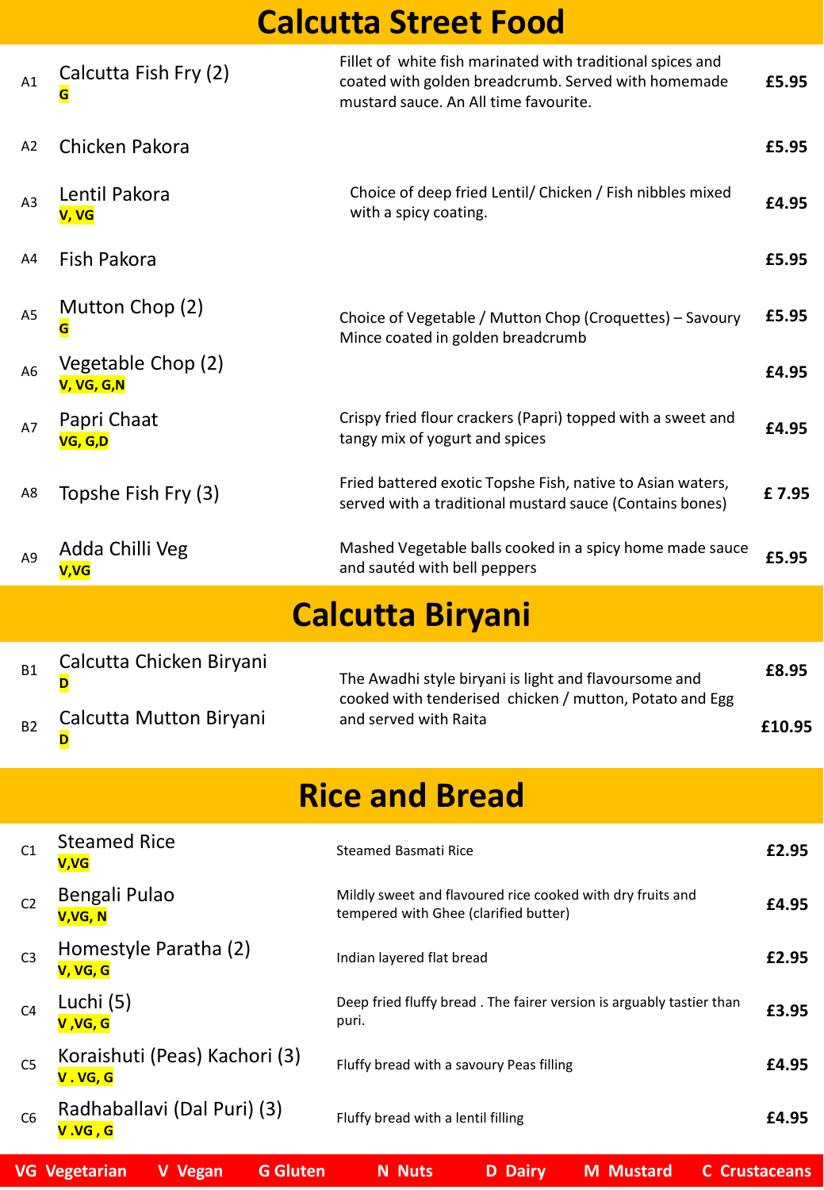# Calcutta Street Food

| Code | Item | Description | Price |
|---|---|---|---|
| A1 | Calcutta Fish Fry (2) G | Fillet of white fish marinated with traditional spices and coated with golden breadcrumb. Served with homemade mustard sauce. An All time favourite. | £5.95 |
| A2 | Chicken Pakora | Choice of deep fried Lentil/ Chicken / Fish nibbles mixed with a spicy coating. | £5.95 |
| A3 | Lentil Pakora V, VG | | £4.95 |
| A4 | Fish Pakora | | £5.95 |
| A5 | Mutton Chop (2) G | Choice of Vegetable / Mutton Chop (Croquettes) – Savoury Mince coated in golden breadcrumb | £5.95 |
| A6 | Vegetable Chop (2) V, VG, G,N | | £4.95 |
| A7 | Papri Chaat VG, G,D | Crispy fried flour crackers (Papri) topped with a sweet and tangy mix of yogurt and spices | £4.95 |
| A8 | Topshe Fish Fry (3) | Fried battered exotic Topshe Fish, native to Asian waters, served with a traditional mustard sauce (Contains bones) | £ 7.95 |
| A9 | Adda Chilli Veg V,VG | Mashed Vegetable balls cooked in a spicy home made sauce and sautéd with bell peppers | £5.95 |

# Calcutta Biryani

| Code | Item | Description | Price |
|---|---|---|---|
| B1 | Calcutta Chicken Biryani D | The Awadhi style biryani is light and flavoursome and cooked with tenderised chicken / mutton, Potato and Egg and served with Raita | £8.95 |
| B2 | Calcutta Mutton Biryani D | | £10.95 |

# Rice and Bread

| Code | Item | Description | Price |
|---|---|---|---|
| C1 | Steamed Rice V,VG | Steamed Basmati Rice | £2.95 |
| C2 | Bengali Pulao V,VG, N | Mildly sweet and flavoured rice cooked with dry fruits and tempered with Ghee (clarified butter) | £4.95 |
| C3 | Homestyle Paratha (2) V, VG, G | Indian layered flat bread | £2.95 |
| C4 | Luchi (5) V ,VG, G | Deep fried fluffy bread . The fairer version is arguably tastier than puri. | £3.95 |
| C5 | Koraishuti (Peas) Kachori (3) V . VG, G | Fluffy bread with a savoury Peas filling | £4.95 |
| C6 | Radhaballavi (Dal Puri) (3) V .VG , G | Fluffy bread with a lentil filling | £4.95 |

VG Vegetarian V Vegan G Gluten N Nuts D Dairy M Mustard C Crustaceans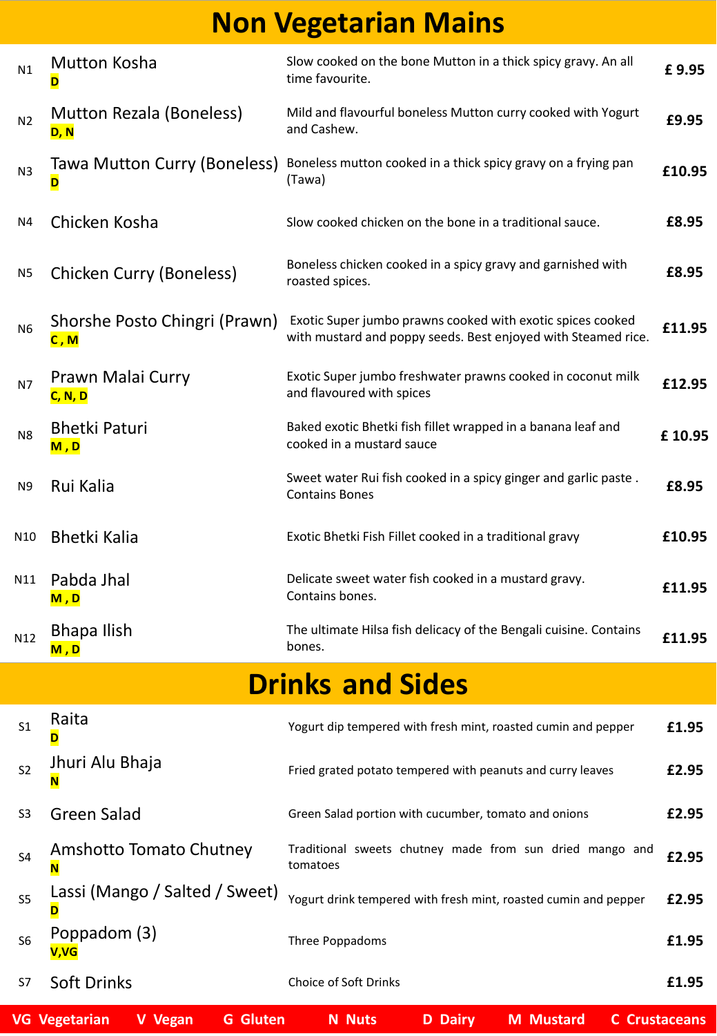# Non Vegetarian Mains

| | | | |
|---|---|---|---|
| N1 | Mutton Kosha<br>**D** | Slow cooked on the bone Mutton in a thick spicy gravy. An all time favourite. | **£ 9.95** |
| N2 | Mutton Rezala (Boneless)<br>**D, N** | Mild and flavourful boneless Mutton curry cooked with Yogurt and Cashew. | **£9.95** |
| N3 | Tawa Mutton Curry (Boneless)<br>**D** | Boneless mutton cooked in a thick spicy gravy on a frying pan (Tawa) | **£10.95** |
| N4 | Chicken Kosha | Slow cooked chicken on the bone in a traditional sauce. | **£8.95** |
| N5 | Chicken Curry (Boneless) | Boneless chicken cooked in a spicy gravy and garnished with roasted spices. | **£8.95** |
| N6 | Shorshe Posto Chingri (Prawn)<br>**C , M** | Exotic Super jumbo prawns cooked with exotic spices cooked with mustard and poppy seeds. Best enjoyed with Steamed rice. | **£11.95** |
| N7 | Prawn Malai Curry<br>**C, N, D** | Exotic Super jumbo freshwater prawns cooked in coconut milk and flavoured with spices | **£12.95** |
| N8 | Bhetki Paturi<br>**M , D** | Baked exotic Bhetki fish fillet wrapped in a banana leaf and cooked in a mustard sauce | **£ 10.95** |
| N9 | Rui Kalia | Sweet water Rui fish cooked in a spicy ginger and garlic paste . Contains Bones | **£8.95** |
| N10 | Bhetki Kalia | Exotic Bhetki Fish Fillet cooked in a traditional gravy | **£10.95** |
| N11 | Pabda Jhal<br>**M , D** | Delicate sweet water fish cooked in a mustard gravy. Contains bones. | **£11.95** |
| N12 | Bhapa Ilish<br>**M , D** | The ultimate Hilsa fish delicacy of the Bengali cuisine. Contains bones. | **£11.95** |

# Drinks and Sides

| | | | |
|---|---|---|---|
| S1 | Raita<br>**D** | Yogurt dip tempered with fresh mint, roasted cumin and pepper | **£1.95** |
| S2 | Jhuri Alu Bhaja<br>**N** | Fried grated potato tempered with peanuts and curry leaves | **£2.95** |
| S3 | Green Salad | Green Salad portion with cucumber, tomato and onions | **£2.95** |
| S4 | Amshotto Tomato Chutney<br>**N** | Traditional sweets chutney made from sun dried mango and tomatoes | **£2.95** |
| S5 | Lassi (Mango / Salted / Sweet)<br>**D** | Yogurt drink tempered with fresh mint, roasted cumin and pepper | **£2.95** |
| S6 | Poppadom (3)<br>**V,VG** | Three Poppadoms | **£1.95** |
| S7 | Soft Drinks | Choice of Soft Drinks | **£1.95** |

**VG** Vegetarian **V** Vegan **G** Gluten **N** Nuts **D** Dairy **M** Mustard **C** Crustaceans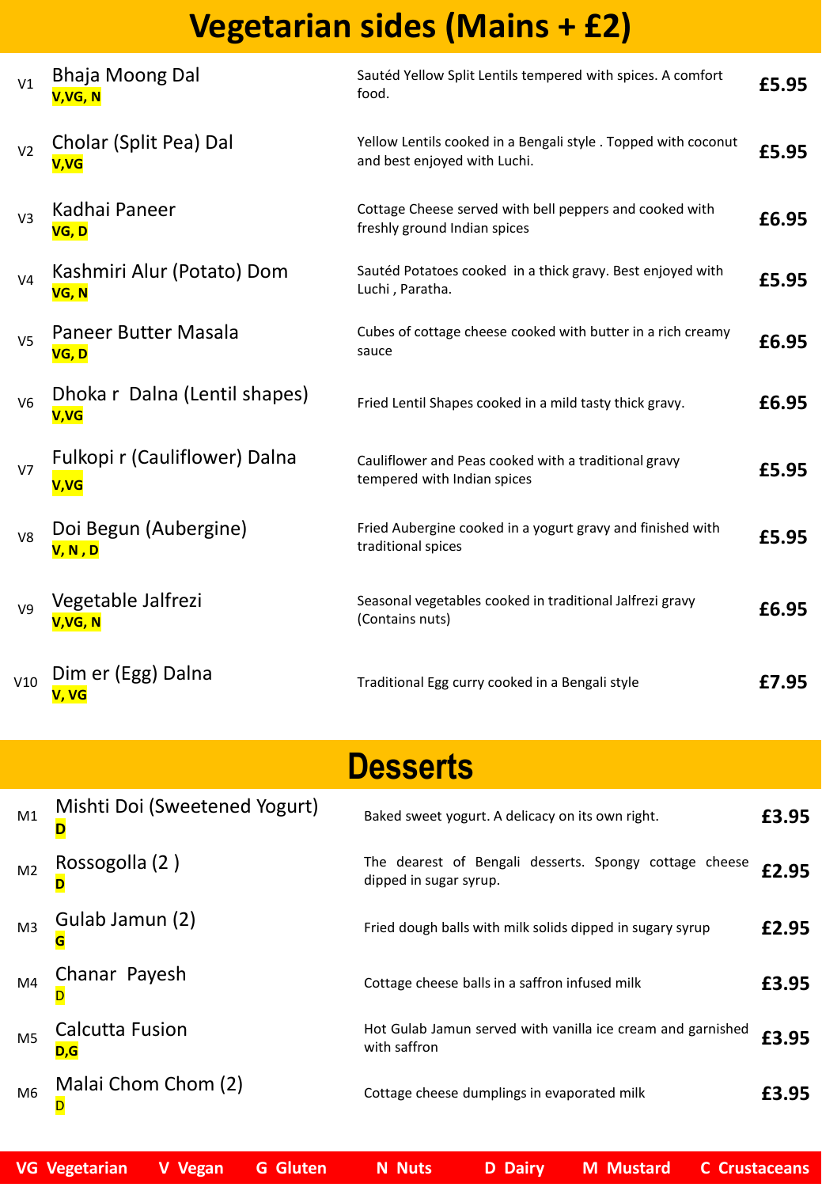# Vegetarian sides (Mains + £2)

| | Item | Description | Price |
|---|---|---|---|
| V1 | Bhaja Moong Dal<br>**V,VG, N** | Sautéd Yellow Split Lentils tempered with spices. A comfort food. | £5.95 |
| V2 | Cholar (Split Pea) Dal<br>**V,VG** | Yellow Lentils cooked in a Bengali style . Topped with coconut and best enjoyed with Luchi. | £5.95 |
| V3 | Kadhai Paneer<br>**VG, D** | Cottage Cheese served with bell peppers and cooked with freshly ground Indian spices | £6.95 |
| V4 | Kashmiri Alur (Potato) Dom<br>**VG, N** | Sautéd Potatoes cooked in a thick gravy. Best enjoyed with Luchi , Paratha. | £5.95 |
| V5 | Paneer Butter Masala<br>**VG, D** | Cubes of cottage cheese cooked with butter in a rich creamy sauce | £6.95 |
| V6 | Dhoka r Dalna (Lentil shapes)<br>**V,VG** | Fried Lentil Shapes cooked in a mild tasty thick gravy. | £6.95 |
| V7 | Fulkopi r (Cauliflower) Dalna<br>**V,VG** | Cauliflower and Peas cooked with a traditional gravy tempered with Indian spices | £5.95 |
| V8 | Doi Begun (Aubergine)<br>**V, N , D** | Fried Aubergine cooked in a yogurt gravy and finished with traditional spices | £5.95 |
| V9 | Vegetable Jalfrezi<br>**V,VG, N** | Seasonal vegetables cooked in traditional Jalfrezi gravy (Contains nuts) | £6.95 |
| V10 | Dim er (Egg) Dalna<br>**V, VG** | Traditional Egg curry cooked in a Bengali style | £7.95 |

# Desserts

| | Item | Description | Price |
|---|---|---|---|
| M1 | Mishti Doi (Sweetened Yogurt)<br>**D** | Baked sweet yogurt. A delicacy on its own right. | £3.95 |
| M2 | Rossogolla (2 )<br>**D** | The dearest of Bengali desserts. Spongy cottage cheese dipped in sugar syrup. | £2.95 |
| M3 | Gulab Jamun (2)<br>**G** | Fried dough balls with milk solids dipped in sugary syrup | £2.95 |
| M4 | Chanar Payesh<br>D | Cottage cheese balls in a saffron infused milk | £3.95 |
| M5 | Calcutta Fusion<br>**D,G** | Hot Gulab Jamun served with vanilla ice cream and garnished with saffron | £3.95 |
| M6 | Malai Chom Chom (2)<br>D | Cottage cheese dumplings in evaporated milk | £3.95 |

**VG** Vegetarian **V** Vegan **G** Gluten **N** Nuts **D** Dairy **M** Mustard **C** Crustaceans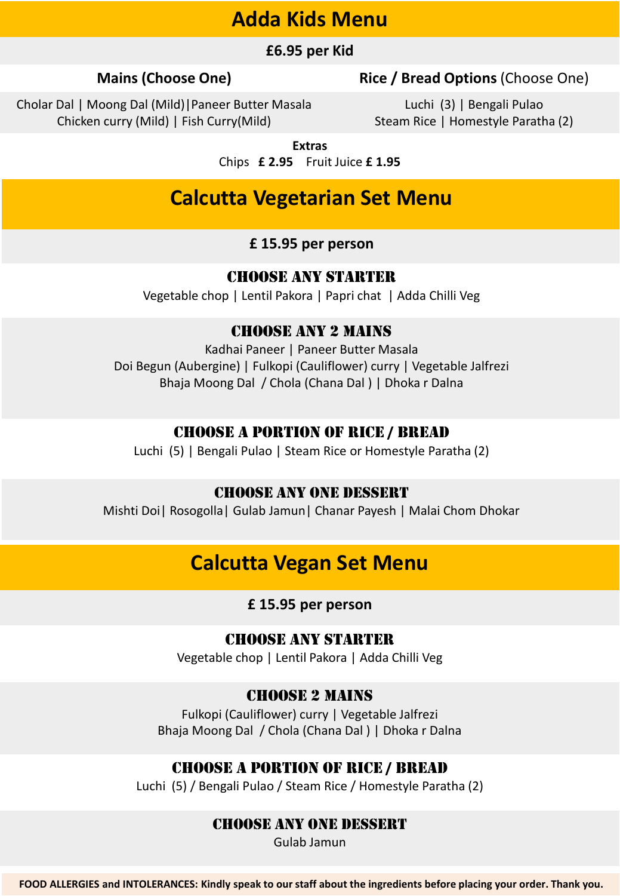# Adda Kids Menu

**£6.95 per Kid**

**Mains (Choose One)**

Cholar Dal | Moong Dal (Mild)|Paneer Butter Masala
Chicken curry (Mild) | Fish Curry(Mild)

**Rice / Bread Options** (Choose One)

Luchi (3) | Bengali Pulao
Steam Rice | Homestyle Paratha (2)

**Extras**

Chips **£ 2.95** Fruit Juice **£ 1.95**

# Calcutta Vegetarian Set Menu

**£ 15.95 per person**

### CHOOSE ANY STARTER

Vegetable chop | Lentil Pakora | Papri chat | Adda Chilli Veg

### CHOOSE ANY 2 MAINS

Kadhai Paneer | Paneer Butter Masala
Doi Begun (Aubergine) | Fulkopi (Cauliflower) curry | Vegetable Jalfrezi
Bhaja Moong Dal / Chola (Chana Dal ) | Dhoka r Dalna

### CHOOSE A PORTION OF RICE / BREAD

Luchi (5) | Bengali Pulao | Steam Rice or Homestyle Paratha (2)

### CHOOSE ANY ONE DESSERT

Mishti Doi| Rosogolla| Gulab Jamun| Chanar Payesh | Malai Chom Dhokar

# Calcutta Vegan Set Menu

**£ 15.95 per person**

### CHOOSE ANY STARTER

Vegetable chop | Lentil Pakora | Adda Chilli Veg

### CHOOSE 2 MAINS

Fulkopi (Cauliflower) curry | Vegetable Jalfrezi
Bhaja Moong Dal / Chola (Chana Dal ) | Dhoka r Dalna

### CHOOSE A PORTION OF RICE / BREAD

Luchi (5) / Bengali Pulao / Steam Rice / Homestyle Paratha (2)

### CHOOSE ANY ONE DESSERT

Gulab Jamun

**FOOD ALLERGIES and INTOLERANCES: Kindly speak to our staff about the ingredients before placing your order. Thank you.**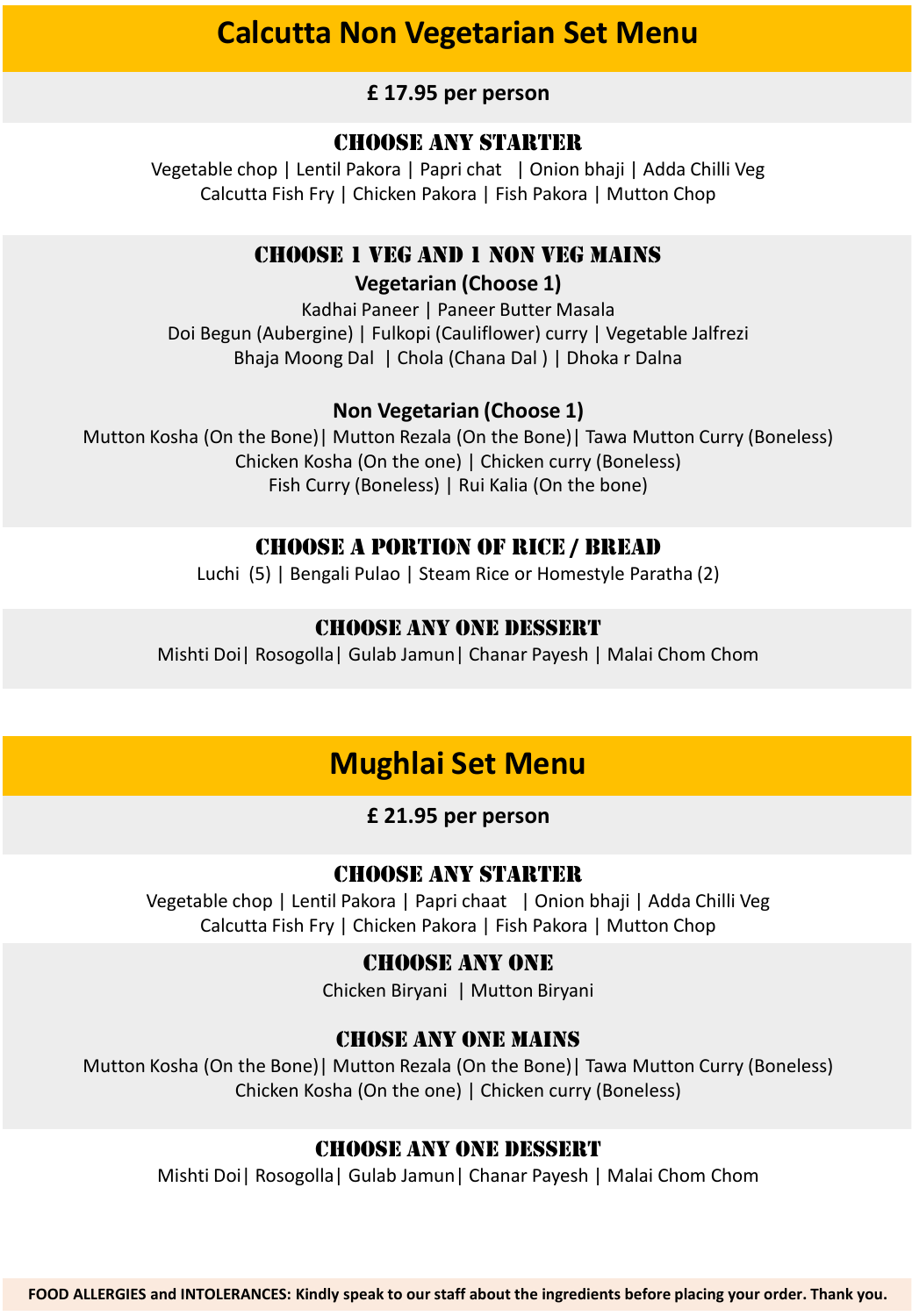# Calcutta Non Vegetarian Set Menu

**£ 17.95 per person**

## CHOOSE ANY STARTER

Vegetable chop | Lentil Pakora | Papri chat | Onion bhaji | Adda Chilli Veg
Calcutta Fish Fry | Chicken Pakora | Fish Pakora | Mutton Chop

## CHOOSE 1 VEG AND 1 NON VEG MAINS

**Vegetarian (Choose 1)**

Kadhai Paneer | Paneer Butter Masala
Doi Begun (Aubergine) | Fulkopi (Cauliflower) curry | Vegetable Jalfrezi
Bhaja Moong Dal | Chola (Chana Dal ) | Dhoka r Dalna

**Non Vegetarian (Choose 1)**

Mutton Kosha (On the Bone)| Mutton Rezala (On the Bone)| Tawa Mutton Curry (Boneless)
Chicken Kosha (On the one) | Chicken curry (Boneless)
Fish Curry (Boneless) | Rui Kalia (On the bone)

## CHOOSE A PORTION OF RICE / BREAD

Luchi (5) | Bengali Pulao | Steam Rice or Homestyle Paratha (2)

## CHOOSE ANY ONE DESSERT

Mishti Doi| Rosogolla| Gulab Jamun| Chanar Payesh | Malai Chom Chom

# Mughlai Set Menu

**£ 21.95 per person**

## CHOOSE ANY STARTER

Vegetable chop | Lentil Pakora | Papri chaat | Onion bhaji | Adda Chilli Veg
Calcutta Fish Fry | Chicken Pakora | Fish Pakora | Mutton Chop

## CHOOSE ANY ONE

Chicken Biryani | Mutton Biryani

## CHOSE ANY ONE MAINS

Mutton Kosha (On the Bone)| Mutton Rezala (On the Bone)| Tawa Mutton Curry (Boneless)
Chicken Kosha (On the one) | Chicken curry (Boneless)

## CHOOSE ANY ONE DESSERT

Mishti Doi| Rosogolla| Gulab Jamun| Chanar Payesh | Malai Chom Chom

**FOOD ALLERGIES and INTOLERANCES: Kindly speak to our staff about the ingredients before placing your order. Thank you.**